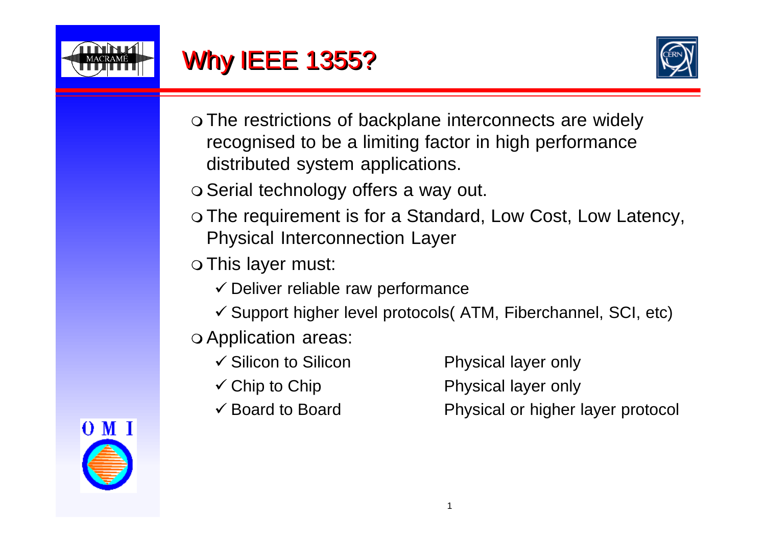# Why IEEE 1355?

- The restrictions of backplane interconnects are widely recognised to be a limiting factor in high performance distributed system applications.
- Serial technology offers a way out.
- The requirement is for a Standard, Low Cost, Low Latency, Physical Interconnection Layer
- This layer must:
  - ✓ Deliver reliable raw performance
  - ✓ Support higher level protocols( ATM, Fiberchannel, SCI, etc)
- Application areas:
  - ✓ Silicon to Silicon — Physical layer only
  - ✓ Chip to Chip — Physical layer only
  - ✓ Board to Board — Physical or higher layer protocol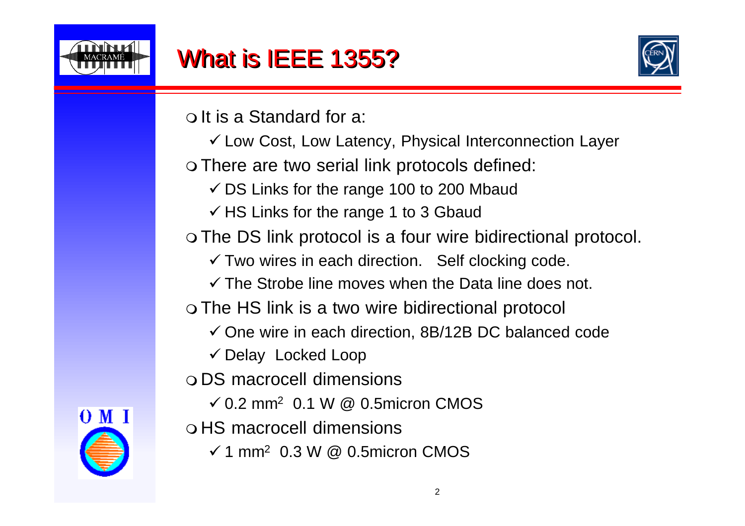# What is IEEE 1355?

- It is a Standard for a:
  - Low Cost, Low Latency, Physical Interconnection Layer
- There are two serial link protocols defined:
  - DS Links for the range 100 to 200 Mbaud
  - HS Links for the range 1 to 3 Gbaud
- The DS link protocol is a four wire bidirectional protocol.
  - Two wires in each direction. Self clocking code.
  - The Strobe line moves when the Data line does not.
- The HS link is a two wire bidirectional protocol
  - One wire in each direction, 8B/12B DC balanced code
  - Delay Locked Loop
- DS macrocell dimensions
  - 0.2 $mm^2$ 0.1 W @ 0.5micron CMOS
- HS macrocell dimensions
  - 1 $mm^2$ 0.3 W @ 0.5micron CMOS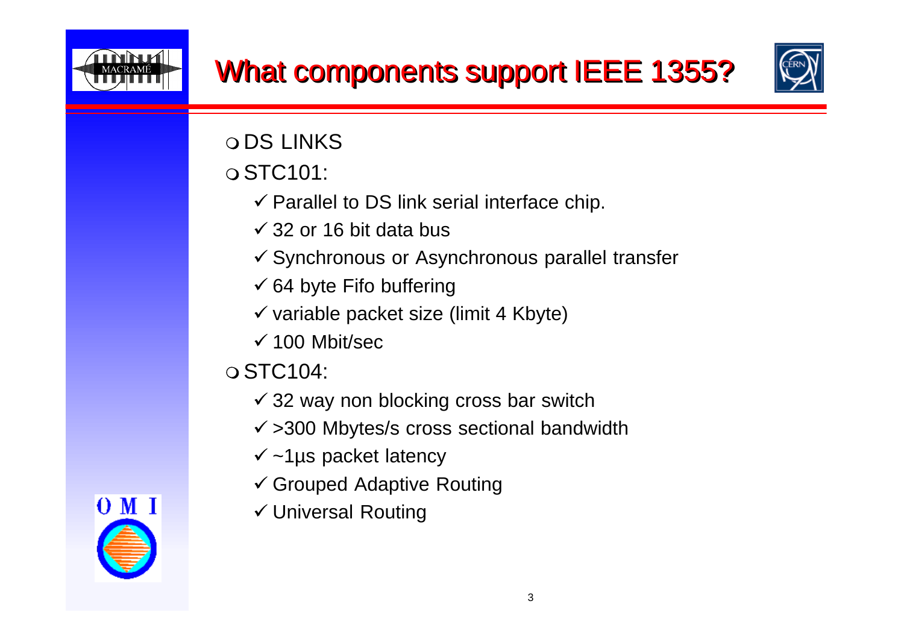# What components support IEEE 1355?

- DS LINKS
- STC101:
  - Parallel to DS link serial interface chip.
  - 32 or 16 bit data bus
  - Synchronous or Asynchronous parallel transfer
  - 64 byte Fifo buffering
  - variable packet size (limit 4 Kbyte)
  - 100 Mbit/sec
- STC104:
  - 32 way non blocking cross bar switch
  - >300 Mbytes/s cross sectional bandwidth
  - ~1µs packet latency
  - Grouped Adaptive Routing
  - Universal Routing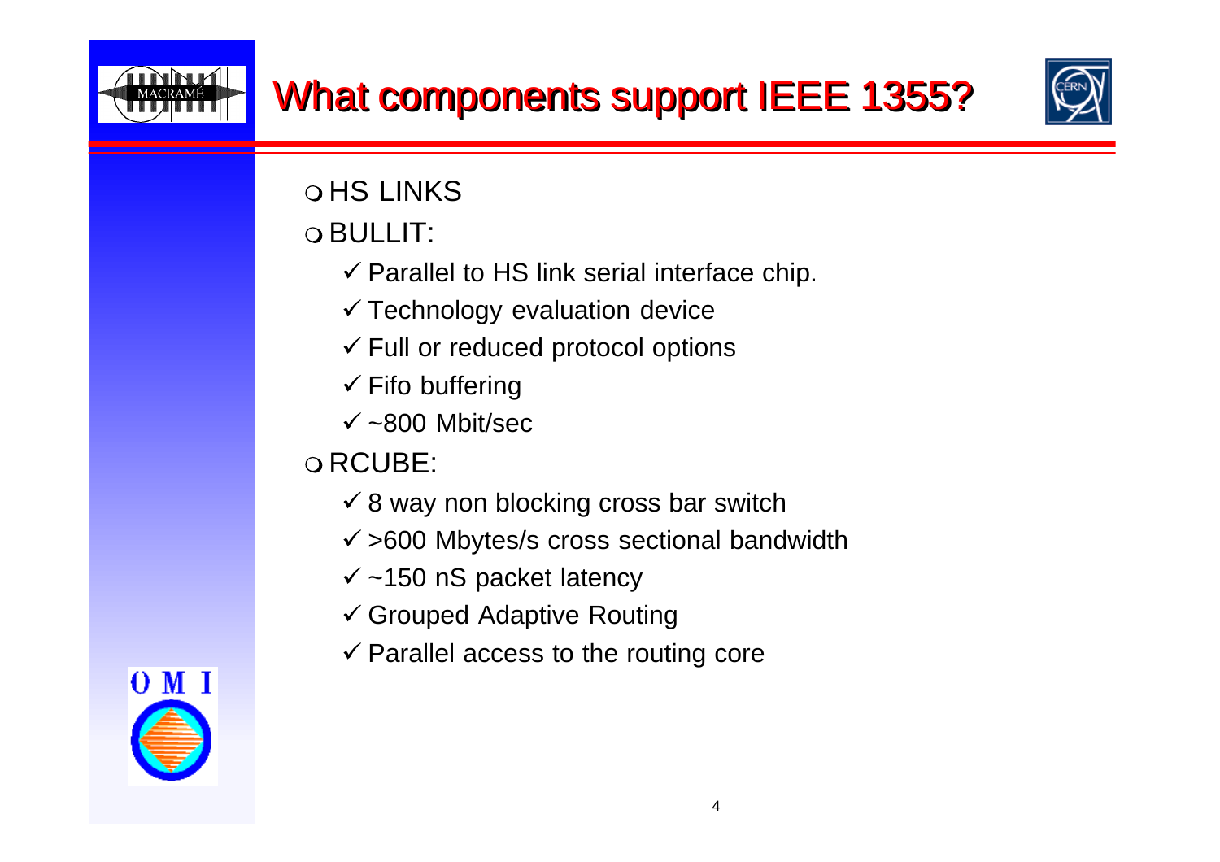# What components support IEEE 1355?

- HS LINKS
- BULLIT:
  - ✓ Parallel to HS link serial interface chip.
  - ✓ Technology evaluation device
  - ✓ Full or reduced protocol options
  - ✓ Fifo buffering
  - ✓ ~800 Mbit/sec
- RCUBE:
  - ✓ 8 way non blocking cross bar switch
  - ✓ >600 Mbytes/s cross sectional bandwidth
  - ✓ ~150 nS packet latency
  - ✓ Grouped Adaptive Routing
  - ✓ Parallel access to the routing core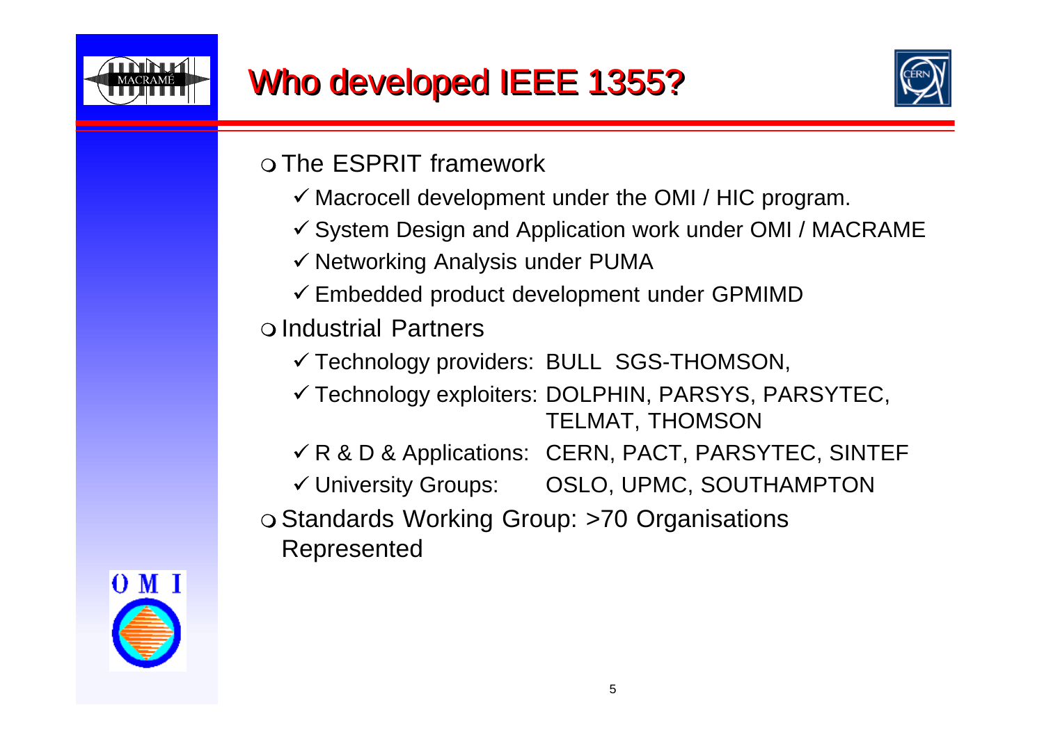# Who developed IEEE 1355?

- The ESPRIT framework
  - ✓ Macrocell development under the OMI / HIC program.
  - ✓ System Design and Application work under OMI / MACRAME
  - ✓ Networking Analysis under PUMA
  - ✓ Embedded product development under GPMIMD
- Industrial Partners
  - ✓ Technology providers: BULL SGS-THOMSON,
  - ✓ Technology exploiters: DOLPHIN, PARSYS, PARSYTEC, TELMAT, THOMSON
  - ✓ R & D & Applications: CERN, PACT, PARSYTEC, SINTEF
  - ✓ University Groups: OSLO, UPMC, SOUTHAMPTON
- Standards Working Group: >70 Organisations Represented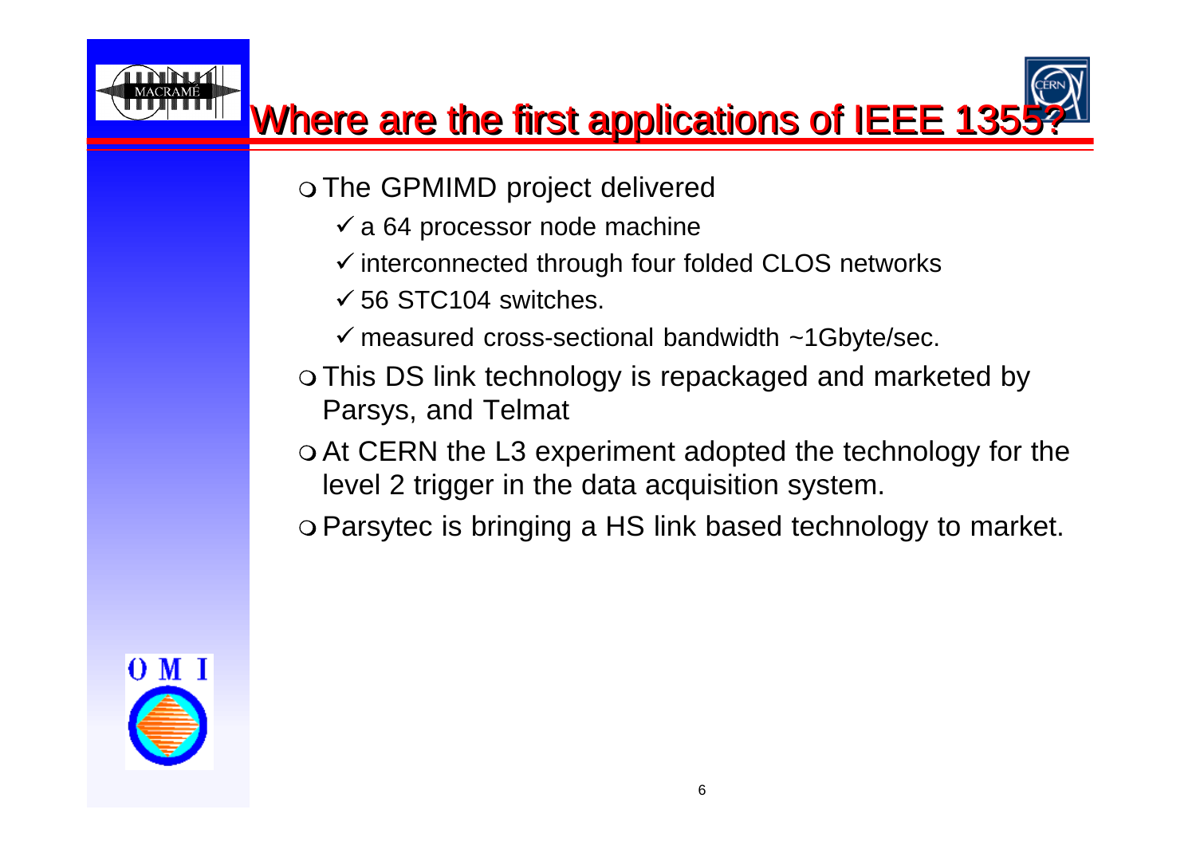# Where are the first applications of IEEE 1355?

- The GPMIMD project delivered
  - ✓ a 64 processor node machine
  - ✓ interconnected through four folded CLOS networks
  - ✓ 56 STC104 switches.
  - ✓ measured cross-sectional bandwidth ~1Gbyte/sec.
- This DS link technology is repackaged and marketed by Parsys, and Telmat
- At CERN the L3 experiment adopted the technology for the level 2 trigger in the data acquisition system.
- Parsytec is bringing a HS link based technology to market.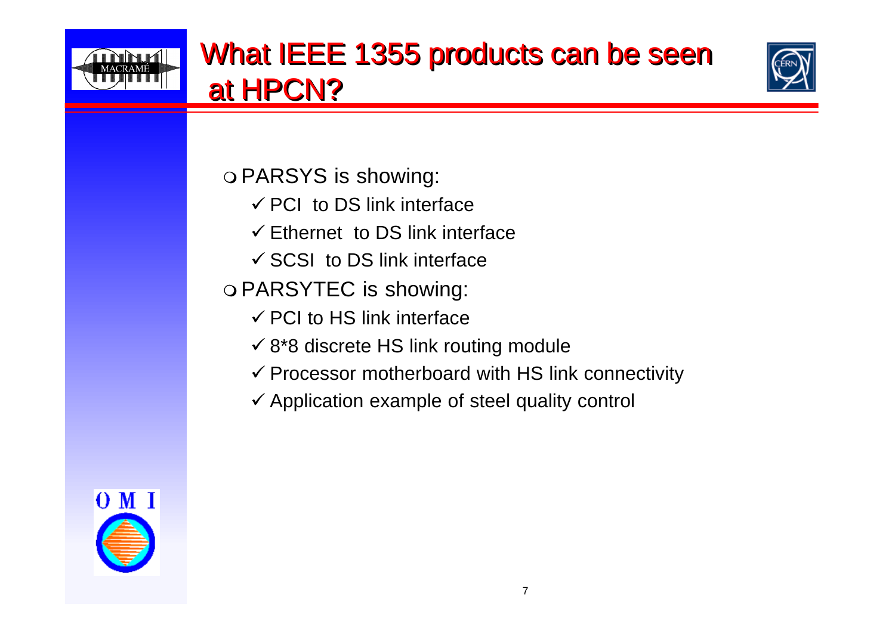# What IEEE 1355 products can be seen at HPCN?

- PARSYS is showing:
  - ✓ PCI to DS link interface
  - ✓ Ethernet to DS link interface
  - ✓ SCSI to DS link interface
- PARSYTEC is showing:
  - ✓ PCI to HS link interface
  - ✓ 8*8 discrete HS link routing module
  - ✓ Processor motherboard with HS link connectivity
  - ✓ Application example of steel quality control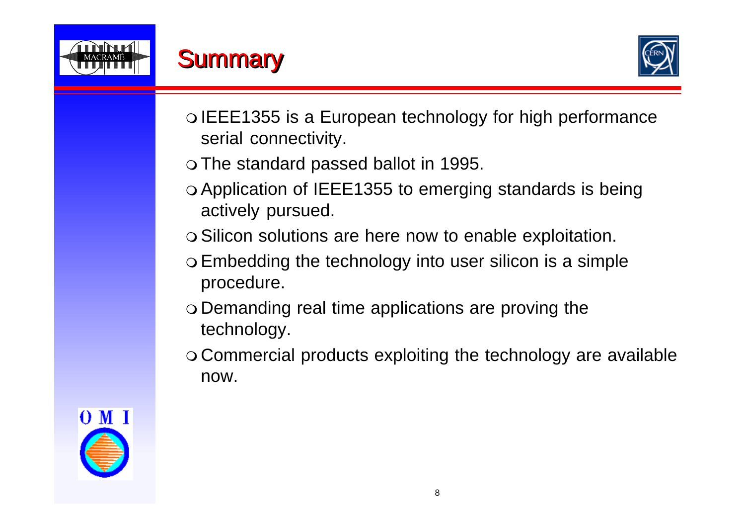# Summary

- IEEE1355 is a European technology for high performance serial connectivity.
- The standard passed ballot in 1995.
- Application of IEEE1355 to emerging standards is being actively pursued.
- Silicon solutions are here now to enable exploitation.
- Embedding the technology into user silicon is a simple procedure.
- Demanding real time applications are proving the technology.
- Commercial products exploiting the technology are available now.